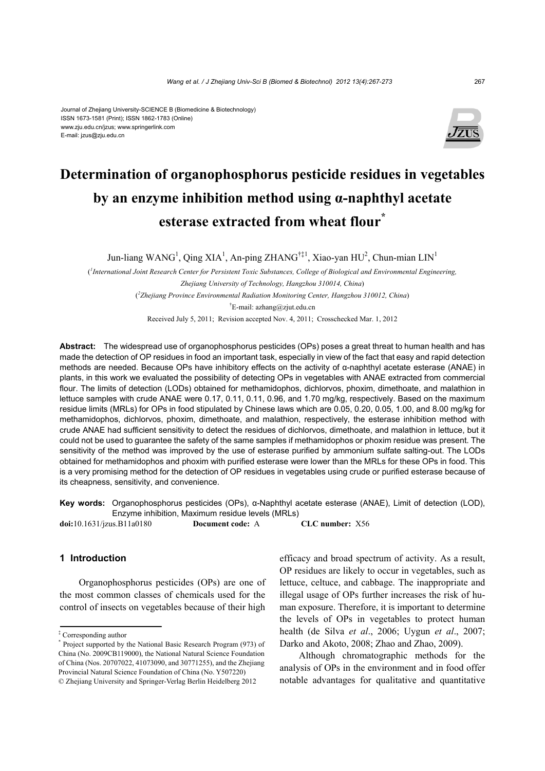Journal of Zhejiang University-SCIENCE B (Biomedicine & Biotechnology)
ISSN 1673-1581 (Print); ISSN 1862-1783 (Online)
www.zju.edu.cn/jzus; www.springerlink.com
E-mail: jzus@zju.edu.cn

# Determination of organophosphorus pesticide residues in vegetables by an enzyme inhibition method using α-naphthyl acetate esterase extracted from wheat flour*

Jun-liang WANG[1], Qing XIA[1], An-ping ZHANG[†‡1], Xiao-yan HU[2], Chun-mian LIN[1]

([1]*International Joint Research Center for Persistent Toxic Substances, College of Biological and Environmental Engineering, Zhejiang University of Technology, Hangzhou 310014, China*)

([2]*Zhejiang Province Environmental Radiation Monitoring Center, Hangzhou 310012, China*)

[†]E-mail: azhang@zjut.edu.cn

Received July 5, 2011; Revision accepted Nov. 4, 2011; Crosschecked Mar. 1, 2012

**Abstract:** The widespread use of organophosphorus pesticides (OPs) poses a great threat to human health and has made the detection of OP residues in food an important task, especially in view of the fact that easy and rapid detection methods are needed. Because OPs have inhibitory effects on the activity of α-naphthyl acetate esterase (ANAE) in plants, in this work we evaluated the possibility of detecting OPs in vegetables with ANAE extracted from commercial flour. The limits of detection (LODs) obtained for methamidophos, dichlorvos, phoxim, dimethoate, and malathion in lettuce samples with crude ANAE were 0.17, 0.11, 0.11, 0.96, and 1.70 mg/kg, respectively. Based on the maximum residue limits (MRLs) for OPs in food stipulated by Chinese laws which are 0.05, 0.20, 0.05, 1.00, and 8.00 mg/kg for methamidophos, dichlorvos, phoxim, dimethoate, and malathion, respectively, the esterase inhibition method with crude ANAE had sufficient sensitivity to detect the residues of dichlorvos, dimethoate, and malathion in lettuce, but it could not be used to guarantee the safety of the same samples if methamidophos or phoxim residue was present. The sensitivity of the method was improved by the use of esterase purified by ammonium sulfate salting-out. The LODs obtained for methamidophos and phoxim with purified esterase were lower than the MRLs for these OPs in food. This is a very promising method for the detection of OP residues in vegetables using crude or purified esterase because of its cheapness, sensitivity, and convenience.

**Key words:** Organophosphorus pesticides (OPs), α-Naphthyl acetate esterase (ANAE), Limit of detection (LOD), Enzyme inhibition, Maximum residue levels (MRLs)

**doi:**10.1631/jzus.B11a0180 **Document code:** A **CLC number:** X56

## 1 Introduction

Organophosphorus pesticides (OPs) are one of the most common classes of chemicals used for the control of insects on vegetables because of their high efficacy and broad spectrum of activity. As a result, OP residues are likely to occur in vegetables, such as lettuce, celtuce, and cabbage. The inappropriate and illegal usage of OPs further increases the risk of human exposure. Therefore, it is important to determine the levels of OPs in vegetables to protect human health (de Silva *et al*., 2006; Uygun *et al*., 2007; Darko and Akoto, 2008; Zhao and Zhao, 2009).

Although chromatographic methods for the analysis of OPs in the environment and in food offer notable advantages for qualitative and quantitative

---

[‡] Corresponding author

[*] Project supported by the National Basic Research Program (973) of China (No. 2009CB119000), the National Natural Science Foundation of China (Nos. 20707022, 41073090, and 30771255), and the Zhejiang Provincial Natural Science Foundation of China (No. Y507220)

© Zhejiang University and Springer-Verlag Berlin Heidelberg 2012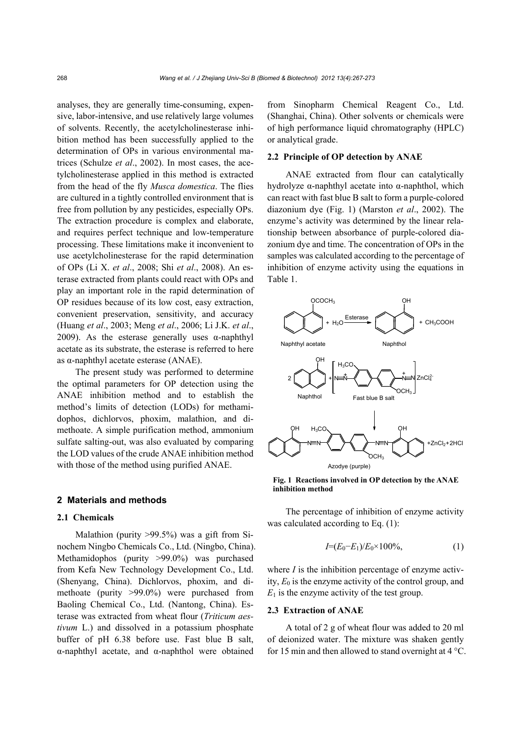analyses, they are generally time-consuming, expensive, labor-intensive, and use relatively large volumes of solvents. Recently, the acetylcholinesterase inhibition method has been successfully applied to the determination of OPs in various environmental matrices (Schulze *et al*., 2002). In most cases, the acetylcholinesterase applied in this method is extracted from the head of the fly *Musca domestica*. The flies are cultured in a tightly controlled environment that is free from pollution by any pesticides, especially OPs. The extraction procedure is complex and elaborate, and requires perfect technique and low-temperature processing. These limitations make it inconvenient to use acetylcholinesterase for the rapid determination of OPs (Li X. *et al*., 2008; Shi *et al*., 2008). An esterase extracted from plants could react with OPs and play an important role in the rapid determination of OP residues because of its low cost, easy extraction, convenient preservation, sensitivity, and accuracy (Huang *et al*., 2003; Meng *et al*., 2006; Li J.K. *et al*., 2009). As the esterase generally uses α-naphthyl acetate as its substrate, the esterase is referred to here as α-naphthyl acetate esterase (ANAE).

The present study was performed to determine the optimal parameters for OP detection using the ANAE inhibition method and to establish the method's limits of detection (LODs) for methamidophos, dichlorvos, phoxim, malathion, and dimethoate. A simple purification method, ammonium sulfate salting-out, was also evaluated by comparing the LOD values of the crude ANAE inhibition method with those of the method using purified ANAE.

## 2 Materials and methods

### 2.1 Chemicals

Malathion (purity >99.5%) was a gift from Sinochem Ningbo Chemicals Co., Ltd. (Ningbo, China). Methamidophos (purity >99.0%) was purchased from Kefa New Technology Development Co., Ltd. (Shenyang, China). Dichlorvos, phoxim, and dimethoate (purity >99.0%) were purchased from Baoling Chemical Co., Ltd. (Nantong, China). Esterase was extracted from wheat flour (*Triticum aestivum* L.) and dissolved in a potassium phosphate buffer of pH 6.38 before use. Fast blue B salt, α-naphthyl acetate, and α-naphthol were obtained from Sinopharm Chemical Reagent Co., Ltd. (Shanghai, China). Other solvents or chemicals were of high performance liquid chromatography (HPLC) or analytical grade.

### 2.2 Principle of OP detection by ANAE

ANAE extracted from flour can catalytically hydrolyze α-naphthyl acetate into α-naphthol, which can react with fast blue B salt to form a purple-colored diazonium dye (Fig. 1) (Marston *et al*., 2002). The enzyme's activity was determined by the linear relationship between absorbance of purple-colored diazonium dye and time. The concentration of OPs in the samples was calculated according to the percentage of inhibition of enzyme activity using the equations in Table 1.

**Fig. 1 Reactions involved in OP detection by the ANAE inhibition method**

The percentage of inhibition of enzyme activity was calculated according to Eq. (1):

$$I=(E_0-E_1)/E_0\times100\%, \quad (1)$$

where $I$ is the inhibition percentage of enzyme activity, $E_0$ is the enzyme activity of the control group, and $E_1$ is the enzyme activity of the test group.

### 2.3 Extraction of ANAE

A total of 2 g of wheat flour was added to 20 ml of deionized water. The mixture was shaken gently for 15 min and then allowed to stand overnight at 4 °C.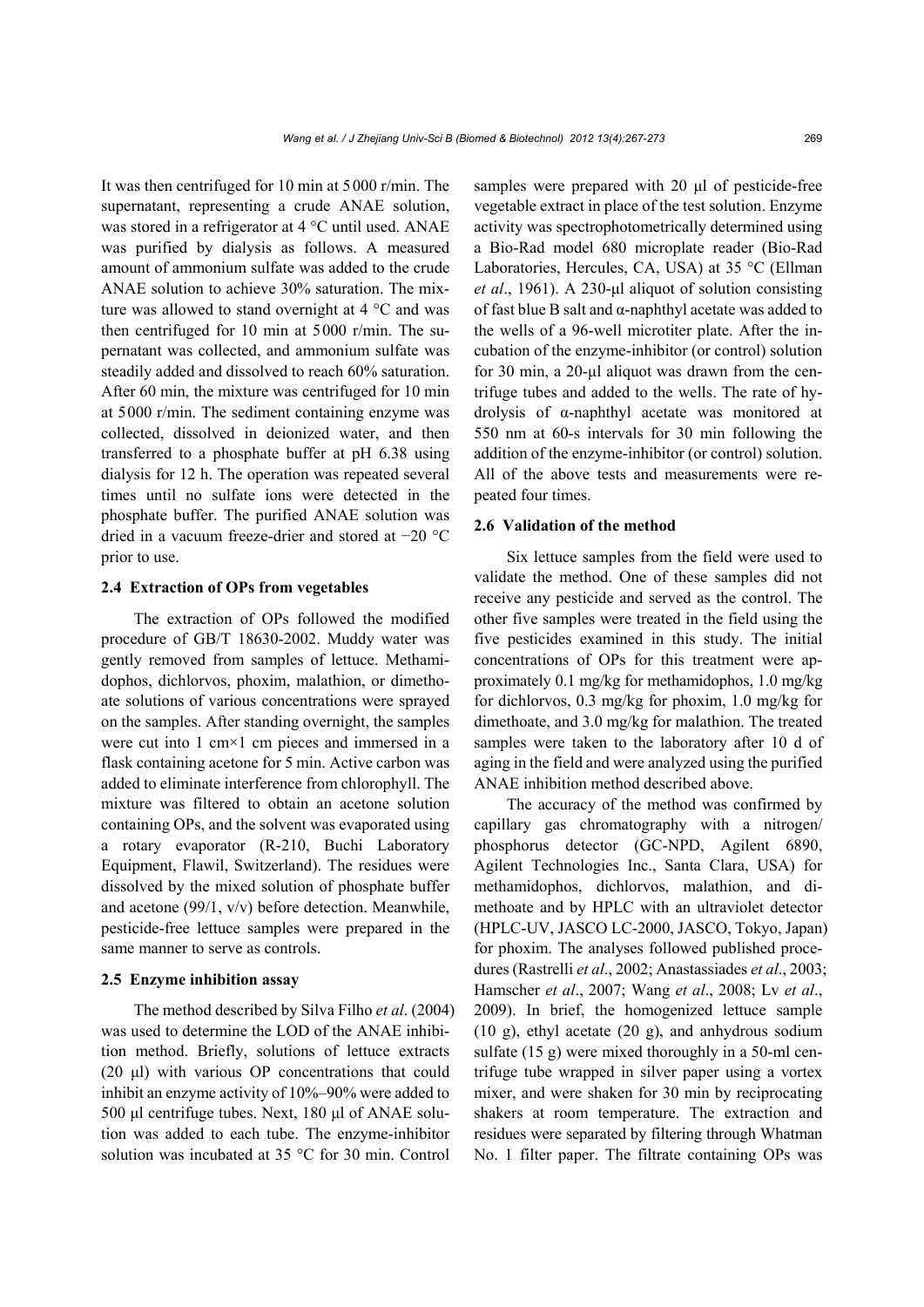It was then centrifuged for 10 min at 5000 r/min. The supernatant, representing a crude ANAE solution, was stored in a refrigerator at 4 °C until used. ANAE was purified by dialysis as follows. A measured amount of ammonium sulfate was added to the crude ANAE solution to achieve 30% saturation. The mixture was allowed to stand overnight at 4 °C and was then centrifuged for 10 min at 5000 r/min. The supernatant was collected, and ammonium sulfate was steadily added and dissolved to reach 60% saturation. After 60 min, the mixture was centrifuged for 10 min at 5000 r/min. The sediment containing enzyme was collected, dissolved in deionized water, and then transferred to a phosphate buffer at pH 6.38 using dialysis for 12 h. The operation was repeated several times until no sulfate ions were detected in the phosphate buffer. The purified ANAE solution was dried in a vacuum freeze-drier and stored at −20 °C prior to use.

### 2.4 Extraction of OPs from vegetables

The extraction of OPs followed the modified procedure of GB/T 18630-2002. Muddy water was gently removed from samples of lettuce. Methamidophos, dichlorvos, phoxim, malathion, or dimethoate solutions of various concentrations were sprayed on the samples. After standing overnight, the samples were cut into 1 cm×1 cm pieces and immersed in a flask containing acetone for 5 min. Active carbon was added to eliminate interference from chlorophyll. The mixture was filtered to obtain an acetone solution containing OPs, and the solvent was evaporated using a rotary evaporator (R-210, Buchi Laboratory Equipment, Flawil, Switzerland). The residues were dissolved by the mixed solution of phosphate buffer and acetone (99/1, v/v) before detection. Meanwhile, pesticide-free lettuce samples were prepared in the same manner to serve as controls.

### 2.5 Enzyme inhibition assay

The method described by Silva Filho *et al*. (2004) was used to determine the LOD of the ANAE inhibition method. Briefly, solutions of lettuce extracts (20 μl) with various OP concentrations that could inhibit an enzyme activity of 10%–90% were added to 500 μl centrifuge tubes. Next, 180 μl of ANAE solution was added to each tube. The enzyme-inhibitor solution was incubated at 35 °C for 30 min. Control samples were prepared with 20 μl of pesticide-free vegetable extract in place of the test solution. Enzyme activity was spectrophotometrically determined using a Bio-Rad model 680 microplate reader (Bio-Rad Laboratories, Hercules, CA, USA) at 35 °C (Ellman *et al*., 1961). A 230-μl aliquot of solution consisting of fast blue B salt and α-naphthyl acetate was added to the wells of a 96-well microtiter plate. After the incubation of the enzyme-inhibitor (or control) solution for 30 min, a 20-μl aliquot was drawn from the centrifuge tubes and added to the wells. The rate of hydrolysis of α-naphthyl acetate was monitored at 550 nm at 60-s intervals for 30 min following the addition of the enzyme-inhibitor (or control) solution. All of the above tests and measurements were repeated four times.

### 2.6 Validation of the method

Six lettuce samples from the field were used to validate the method. One of these samples did not receive any pesticide and served as the control. The other five samples were treated in the field using the five pesticides examined in this study. The initial concentrations of OPs for this treatment were approximately 0.1 mg/kg for methamidophos, 1.0 mg/kg for dichlorvos, 0.3 mg/kg for phoxim, 1.0 mg/kg for dimethoate, and 3.0 mg/kg for malathion. The treated samples were taken to the laboratory after 10 d of aging in the field and were analyzed using the purified ANAE inhibition method described above.

The accuracy of the method was confirmed by capillary gas chromatography with a nitrogen/phosphorus detector (GC-NPD, Agilent 6890, Agilent Technologies Inc., Santa Clara, USA) for methamidophos, dichlorvos, malathion, and dimethoate and by HPLC with an ultraviolet detector (HPLC-UV, JASCO LC-2000, JASCO, Tokyo, Japan) for phoxim. The analyses followed published procedures (Rastrelli *et al*., 2002; Anastassiades *et al*., 2003; Hamscher *et al*., 2007; Wang *et al*., 2008; Lv *et al*., 2009). In brief, the homogenized lettuce sample (10 g), ethyl acetate (20 g), and anhydrous sodium sulfate (15 g) were mixed thoroughly in a 50-ml centrifuge tube wrapped in silver paper using a vortex mixer, and were shaken for 30 min by reciprocating shakers at room temperature. The extraction and residues were separated by filtering through Whatman No. 1 filter paper. The filtrate containing OPs was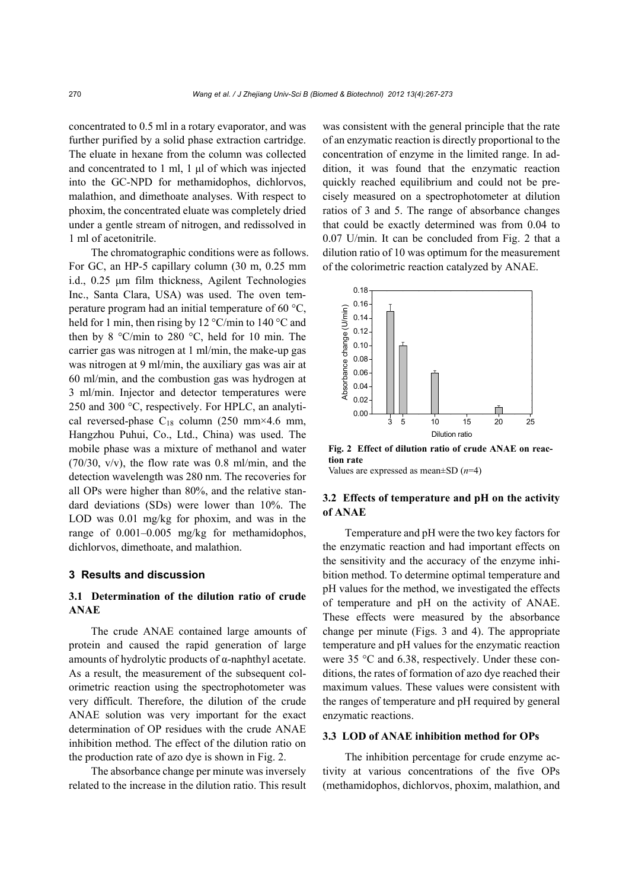concentrated to 0.5 ml in a rotary evaporator, and was further purified by a solid phase extraction cartridge. The eluate in hexane from the column was collected and concentrated to 1 ml, 1 μl of which was injected into the GC-NPD for methamidophos, dichlorvos, malathion, and dimethoate analyses. With respect to phoxim, the concentrated eluate was completely dried under a gentle stream of nitrogen, and redissolved in 1 ml of acetonitrile.

The chromatographic conditions were as follows. For GC, an HP-5 capillary column (30 m, 0.25 mm i.d., 0.25 μm film thickness, Agilent Technologies Inc., Santa Clara, USA) was used. The oven temperature program had an initial temperature of 60 °C, held for 1 min, then rising by 12 °C/min to 140 °C and then by 8 °C/min to 280 °C, held for 10 min. The carrier gas was nitrogen at 1 ml/min, the make-up gas was nitrogen at 9 ml/min, the auxiliary gas was air at 60 ml/min, and the combustion gas was hydrogen at 3 ml/min. Injector and detector temperatures were 250 and 300 °C, respectively. For HPLC, an analytical reversed-phase $C_{18}$ column (250 mm×4.6 mm, Hangzhou Puhui, Co., Ltd., China) was used. The mobile phase was a mixture of methanol and water (70/30, v/v), the flow rate was 0.8 ml/min, and the detection wavelength was 280 nm. The recoveries for all OPs were higher than 80%, and the relative standard deviations (SDs) were lower than 10%. The LOD was 0.01 mg/kg for phoxim, and was in the range of 0.001–0.005 mg/kg for methamidophos, dichlorvos, dimethoate, and malathion.

## 3 Results and discussion

### 3.1 Determination of the dilution ratio of crude ANAE

The crude ANAE contained large amounts of protein and caused the rapid generation of large amounts of hydrolytic products of α-naphthyl acetate. As a result, the measurement of the subsequent colorimetric reaction using the spectrophotometer was very difficult. Therefore, the dilution of the crude ANAE solution was very important for the exact determination of OP residues with the crude ANAE inhibition method. The effect of the dilution ratio on the production rate of azo dye is shown in Fig. 2.

The absorbance change per minute was inversely related to the increase in the dilution ratio. This result was consistent with the general principle that the rate of an enzymatic reaction is directly proportional to the concentration of enzyme in the limited range. In addition, it was found that the enzymatic reaction quickly reached equilibrium and could not be precisely measured on a spectrophotometer at dilution ratios of 3 and 5. The range of absorbance changes that could be exactly determined was from 0.04 to 0.07 U/min. It can be concluded from Fig. 2 that a dilution ratio of 10 was optimum for the measurement of the colorimetric reaction catalyzed by ANAE.

**Fig. 2 Effect of dilution ratio of crude ANAE on reaction rate**

Values are expressed as mean±SD ($n$=4)

### 3.2 Effects of temperature and pH on the activity of ANAE

Temperature and pH were the two key factors for the enzymatic reaction and had important effects on the sensitivity and the accuracy of the enzyme inhibition method. To determine optimal temperature and pH values for the method, we investigated the effects of temperature and pH on the activity of ANAE. These effects were measured by the absorbance change per minute (Figs. 3 and 4). The appropriate temperature and pH values for the enzymatic reaction were 35 °C and 6.38, respectively. Under these conditions, the rates of formation of azo dye reached their maximum values. These values were consistent with the ranges of temperature and pH required by general enzymatic reactions.

### 3.3 LOD of ANAE inhibition method for OPs

The inhibition percentage for crude enzyme activity at various concentrations of the five OPs (methamidophos, dichlorvos, phoxim, malathion, and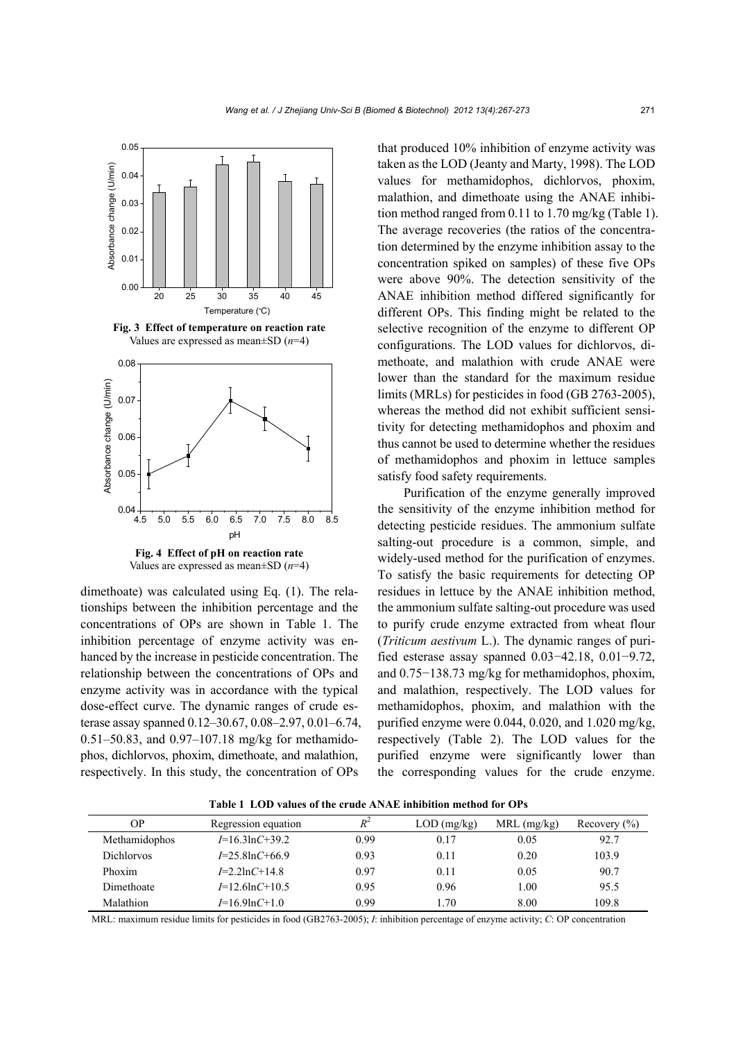Fig. 3 Effect of temperature on reaction rate

Values are expressed as mean±SD ($n$=4)

Fig. 4 Effect of pH on reaction rate

Values are expressed as mean±SD ($n$=4)

dimethoate) was calculated using Eq. (1). The relationships between the inhibition percentage and the concentrations of OPs are shown in Table 1. The inhibition percentage of enzyme activity was enhanced by the increase in pesticide concentration. The relationship between the concentrations of OPs and enzyme activity was in accordance with the typical dose-effect curve. The dynamic ranges of crude esterase assay spanned 0.12–30.67, 0.08–2.97, 0.01–6.74, 0.51–50.83, and 0.97–107.18 mg/kg for methamidophos, dichlorvos, phoxim, dimethoate, and malathion, respectively. In this study, the concentration of OPs that produced 10% inhibition of enzyme activity was taken as the LOD (Jeanty and Marty, 1998). The LOD values for methamidophos, dichlorvos, phoxim, malathion, and dimethoate using the ANAE inhibition method ranged from 0.11 to 1.70 mg/kg (Table 1). The average recoveries (the ratios of the concentration determined by the enzyme inhibition assay to the concentration spiked on samples) of these five OPs were above 90%. The detection sensitivity of the ANAE inhibition method differed significantly for different OPs. This finding might be related to the selective recognition of the enzyme to different OP configurations. The LOD values for dichlorvos, dimethoate, and malathion with crude ANAE were lower than the standard for the maximum residue limits (MRLs) for pesticides in food (GB 2763-2005), whereas the method did not exhibit sufficient sensitivity for detecting methamidophos and phoxim and thus cannot be used to determine whether the residues of methamidophos and phoxim in lettuce samples satisfy food safety requirements.

Purification of the enzyme generally improved the sensitivity of the enzyme inhibition method for detecting pesticide residues. The ammonium sulfate salting-out procedure is a common, simple, and widely-used method for the purification of enzymes. To satisfy the basic requirements for detecting OP residues in lettuce by the ANAE inhibition method, the ammonium sulfate salting-out procedure was used to purify crude enzyme extracted from wheat flour (*Triticum aestivum* L.). The dynamic ranges of purified esterase assay spanned 0.03−42.18, 0.01−9.72, and 0.75−138.73 mg/kg for methamidophos, phoxim, and malathion, respectively. The LOD values for methamidophos, phoxim, and malathion with the purified enzyme were 0.044, 0.020, and 1.020 mg/kg, respectively (Table 2). The LOD values for the purified enzyme were significantly lower than the corresponding values for the crude enzyme.

**Table 1 LOD values of the crude ANAE inhibition method for OPs**

| OP | Regression equation | $R^2$ | LOD (mg/kg) | MRL (mg/kg) | Recovery (%) |
|---|---|---|---|---|---|
| Methamidophos | $I$=16.3ln$C$+39.2 | 0.99 | 0.17 | 0.05 | 92.7 |
| Dichlorvos | $I$=25.8ln$C$+66.9 | 0.93 | 0.11 | 0.20 | 103.9 |
| Phoxim | $I$=2.2ln$C$+14.8 | 0.97 | 0.11 | 0.05 | 90.7 |
| Dimethoate | $I$=12.6ln$C$+10.5 | 0.95 | 0.96 | 1.00 | 95.5 |
| Malathion | $I$=16.9ln$C$+1.0 | 0.99 | 1.70 | 8.00 | 109.8 |

MRL: maximum residue limits for pesticides in food (GB2763-2005); $I$: inhibition percentage of enzyme activity; $C$: OP concentration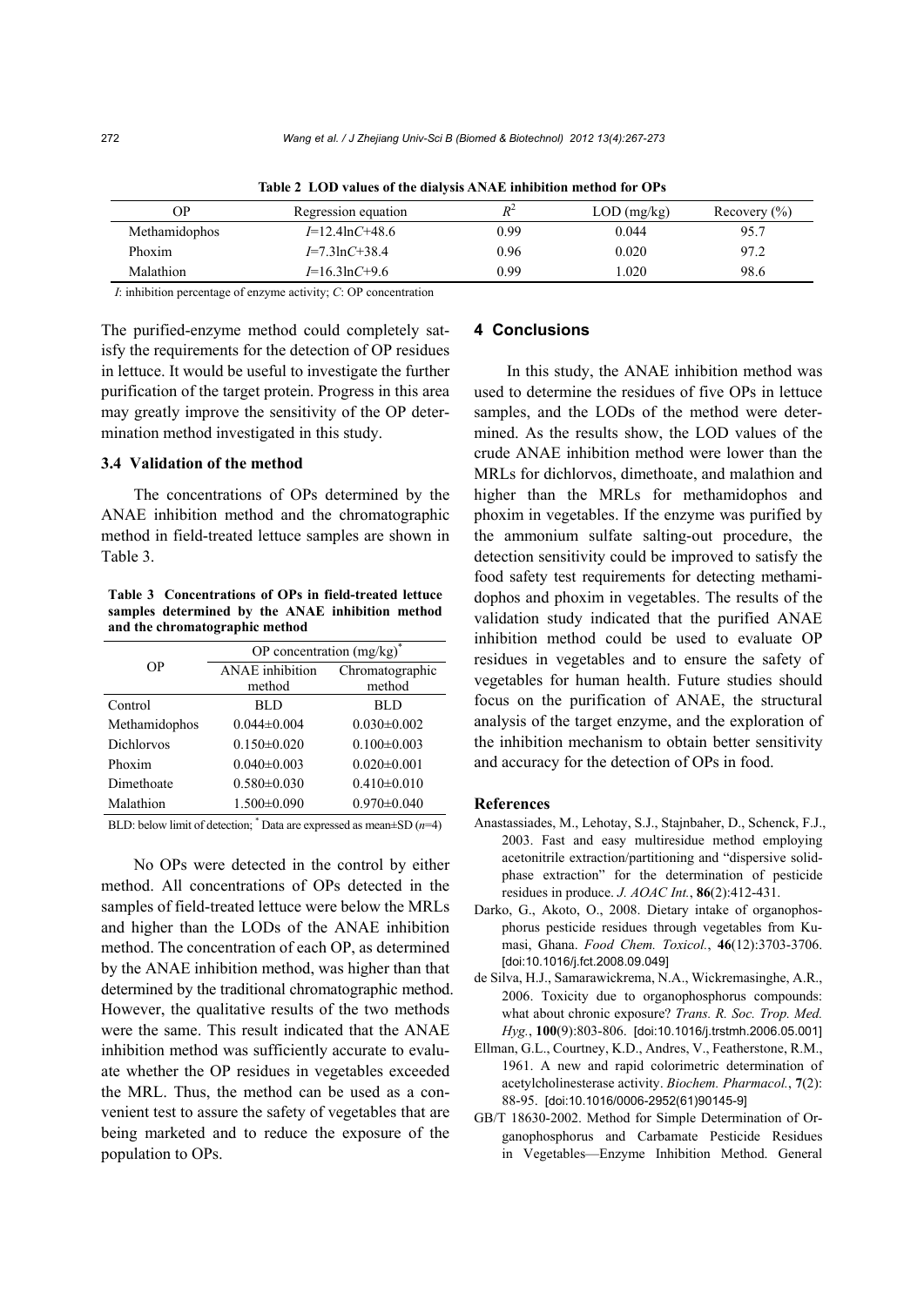**Table 2 LOD values of the dialysis ANAE inhibition method for OPs**

| OP | Regression equation | $R^2$ | LOD (mg/kg) | Recovery (%) |
|---|---|---|---|---|
| Methamidophos | $I$=12.4ln$C$+48.6 | 0.99 | 0.044 | 95.7 |
| Phoxim | $I$=7.3ln$C$+38.4 | 0.96 | 0.020 | 97.2 |
| Malathion | $I$=16.3ln$C$+9.6 | 0.99 | 1.020 | 98.6 |

$I$: inhibition percentage of enzyme activity; $C$: OP concentration

The purified-enzyme method could completely satisfy the requirements for the detection of OP residues in lettuce. It would be useful to investigate the further purification of the target protein. Progress in this area may greatly improve the sensitivity of the OP determination method investigated in this study.

### 3.4 Validation of the method

The concentrations of OPs determined by the ANAE inhibition method and the chromatographic method in field-treated lettuce samples are shown in Table 3.

**Table 3 Concentrations of OPs in field-treated lettuce samples determined by the ANAE inhibition method and the chromatographic method**

| OP | OP concentration (mg/kg)* | |
|---|---|---|
| | ANAE inhibition method | Chromatographic method |
| Control | BLD | BLD |
| Methamidophos | 0.044±0.004 | 0.030±0.002 |
| Dichlorvos | 0.150±0.020 | 0.100±0.003 |
| Phoxim | 0.040±0.003 | 0.020±0.001 |
| Dimethoate | 0.580±0.030 | 0.410±0.010 |
| Malathion | 1.500±0.090 | 0.970±0.040 |

BLD: below limit of detection; * Data are expressed as mean±SD ($n$=4)

No OPs were detected in the control by either method. All concentrations of OPs detected in the samples of field-treated lettuce were below the MRLs and higher than the LODs of the ANAE inhibition method. The concentration of each OP, as determined by the ANAE inhibition method, was higher than that determined by the traditional chromatographic method. However, the qualitative results of the two methods were the same. This result indicated that the ANAE inhibition method was sufficiently accurate to evaluate whether the OP residues in vegetables exceeded the MRL. Thus, the method can be used as a convenient test to assure the safety of vegetables that are being marketed and to reduce the exposure of the population to OPs.

## 4 Conclusions

In this study, the ANAE inhibition method was used to determine the residues of five OPs in lettuce samples, and the LODs of the method were determined. As the results show, the LOD values of the crude ANAE inhibition method were lower than the MRLs for dichlorvos, dimethoate, and malathion and higher than the MRLs for methamidophos and phoxim in vegetables. If the enzyme was purified by the ammonium sulfate salting-out procedure, the detection sensitivity could be improved to satisfy the food safety test requirements for detecting methamidophos and phoxim in vegetables. The results of the validation study indicated that the purified ANAE inhibition method could be used to evaluate OP residues in vegetables and to ensure the safety of vegetables for human health. Future studies should focus on the purification of ANAE, the structural analysis of the target enzyme, and the exploration of the inhibition mechanism to obtain better sensitivity and accuracy for the detection of OPs in food.

## References

Anastassiades, M., Lehotay, S.J., Stajnbaher, D., Schenck, F.J., 2003. Fast and easy multiresidue method employing acetonitrile extraction/partitioning and "dispersive solid-phase extraction" for the determination of pesticide residues in produce. *J. AOAC Int.*, **86**(2):412-431.

Darko, G., Akoto, O., 2008. Dietary intake of organophosphorus pesticide residues through vegetables from Kumasi, Ghana. *Food Chem. Toxicol.*, **46**(12):3703-3706. [doi:10.1016/j.fct.2008.09.049]

de Silva, H.J., Samarawickrema, N.A., Wickremasinghe, A.R., 2006. Toxicity due to organophosphorus compounds: what about chronic exposure? *Trans. R. Soc. Trop. Med. Hyg.*, **100**(9):803-806. [doi:10.1016/j.trstmh.2006.05.001]

Ellman, G.L., Courtney, K.D., Andres, V., Featherstone, R.M., 1961. A new and rapid colorimetric determination of acetylcholinesterase activity. *Biochem. Pharmacol.*, **7**(2): 88-95. [doi:10.1016/0006-2952(61)90145-9]

GB/T 18630-2002. Method for Simple Determination of Organophosphorus and Carbamate Pesticide Residues in Vegetables—Enzyme Inhibition Method. General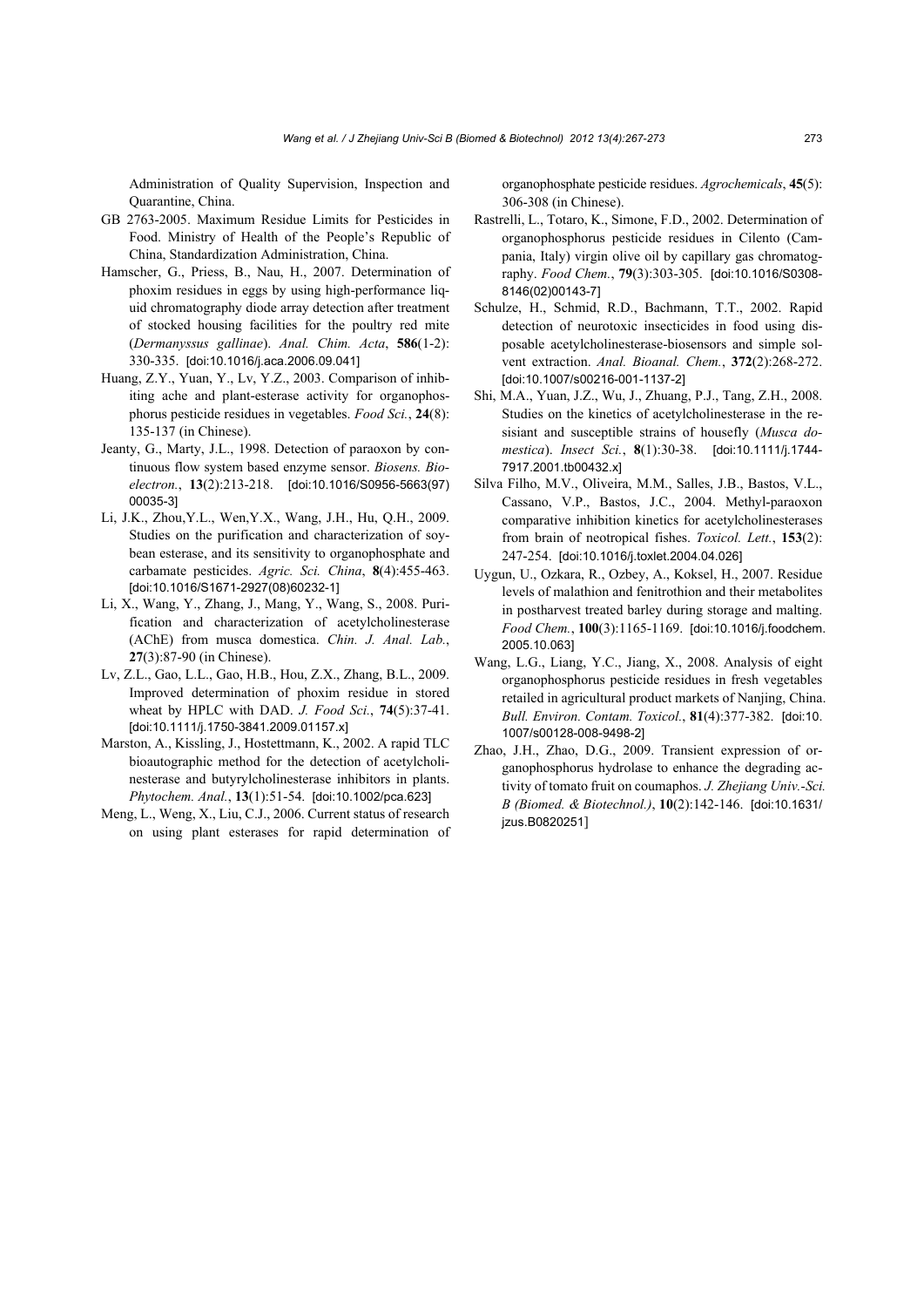Administration of Quality Supervision, Inspection and Quarantine, China.

GB 2763-2005. Maximum Residue Limits for Pesticides in Food. Ministry of Health of the People's Republic of China, Standardization Administration, China.

Hamscher, G., Priess, B., Nau, H., 2007. Determination of phoxim residues in eggs by using high-performance liquid chromatography diode array detection after treatment of stocked housing facilities for the poultry red mite (*Dermanyssus gallinae*). *Anal. Chim. Acta*, **586**(1-2): 330-335. [doi:10.1016/j.aca.2006.09.041]

Huang, Z.Y., Yuan, Y., Lv, Y.Z., 2003. Comparison of inhibiting ache and plant-esterase activity for organophosphorus pesticide residues in vegetables. *Food Sci.*, **24**(8): 135-137 (in Chinese).

Jeanty, G., Marty, J.L., 1998. Detection of paraoxon by continuous flow system based enzyme sensor. *Biosens. Bioelectron.*, **13**(2):213-218. [doi:10.1016/S0956-5663(97)00035-3]

Li, J.K., Zhou,Y.L., Wen,Y.X., Wang, J.H., Hu, Q.H., 2009. Studies on the purification and characterization of soybean esterase, and its sensitivity to organophosphate and carbamate pesticides. *Agric. Sci. China*, **8**(4):455-463. [doi:10.1016/S1671-2927(08)60232-1]

Li, X., Wang, Y., Zhang, J., Mang, Y., Wang, S., 2008. Purification and characterization of acetylcholinesterase (AChE) from musca domestica. *Chin. J. Anal. Lab.*, **27**(3):87-90 (in Chinese).

Lv, Z.L., Gao, L.L., Gao, H.B., Hou, Z.X., Zhang, B.L., 2009. Improved determination of phoxim residue in stored wheat by HPLC with DAD. *J. Food Sci.*, **74**(5):37-41. [doi:10.1111/j.1750-3841.2009.01157.x]

Marston, A., Kissling, J., Hostettmann, K., 2002. A rapid TLC bioautographic method for the detection of acetylcholinesterase and butyrylcholinesterase inhibitors in plants. *Phytochem. Anal.*, **13**(1):51-54. [doi:10.1002/pca.623]

Meng, L., Weng, X., Liu, C.J., 2006. Current status of research on using plant esterases for rapid determination of organophosphate pesticide residues. *Agrochemicals*, **45**(5): 306-308 (in Chinese).

Rastrelli, L., Totaro, K., Simone, F.D., 2002. Determination of organophosphorus pesticide residues in Cilento (Campania, Italy) virgin olive oil by capillary gas chromatography. *Food Chem.*, **79**(3):303-305. [doi:10.1016/S0308-8146(02)00143-7]

Schulze, H., Schmid, R.D., Bachmann, T.T., 2002. Rapid detection of neurotoxic insecticides in food using disposable acetylcholinesterase-biosensors and simple solvent extraction. *Anal. Bioanal. Chem.*, **372**(2):268-272. [doi:10.1007/s00216-001-1137-2]

Shi, M.A., Yuan, J.Z., Wu, J., Zhuang, P.J., Tang, Z.H., 2008. Studies on the kinetics of acetylcholinesterase in the resisiant and susceptible strains of housefly (*Musca domestica*). *Insect Sci.*, **8**(1):30-38. [doi:10.1111/j.1744-7917.2001.tb00432.x]

Silva Filho, M.V., Oliveira, M.M., Salles, J.B., Bastos, V.L., Cassano, V.P., Bastos, J.C., 2004. Methyl-paraoxon comparative inhibition kinetics for acetylcholinesterases from brain of neotropical fishes. *Toxicol. Lett.*, **153**(2): 247-254. [doi:10.1016/j.toxlet.2004.04.026]

Uygun, U., Ozkara, R., Ozbey, A., Koksel, H., 2007. Residue levels of malathion and fenitrothion and their metabolites in postharvest treated barley during storage and malting. *Food Chem.*, **100**(3):1165-1169. [doi:10.1016/j.foodchem.2005.10.063]

Wang, L.G., Liang, Y.C., Jiang, X., 2008. Analysis of eight organophosphorus pesticide residues in fresh vegetables retailed in agricultural product markets of Nanjing, China. *Bull. Environ. Contam. Toxicol.*, **81**(4):377-382. [doi:10.1007/s00128-008-9498-2]

Zhao, J.H., Zhao, D.G., 2009. Transient expression of organophosphorus hydrolase to enhance the degrading activity of tomato fruit on coumaphos. *J. Zhejiang Univ.-Sci. B (Biomed. & Biotechnol.)*, **10**(2):142-146. [doi:10.1631/jzus.B0820251]